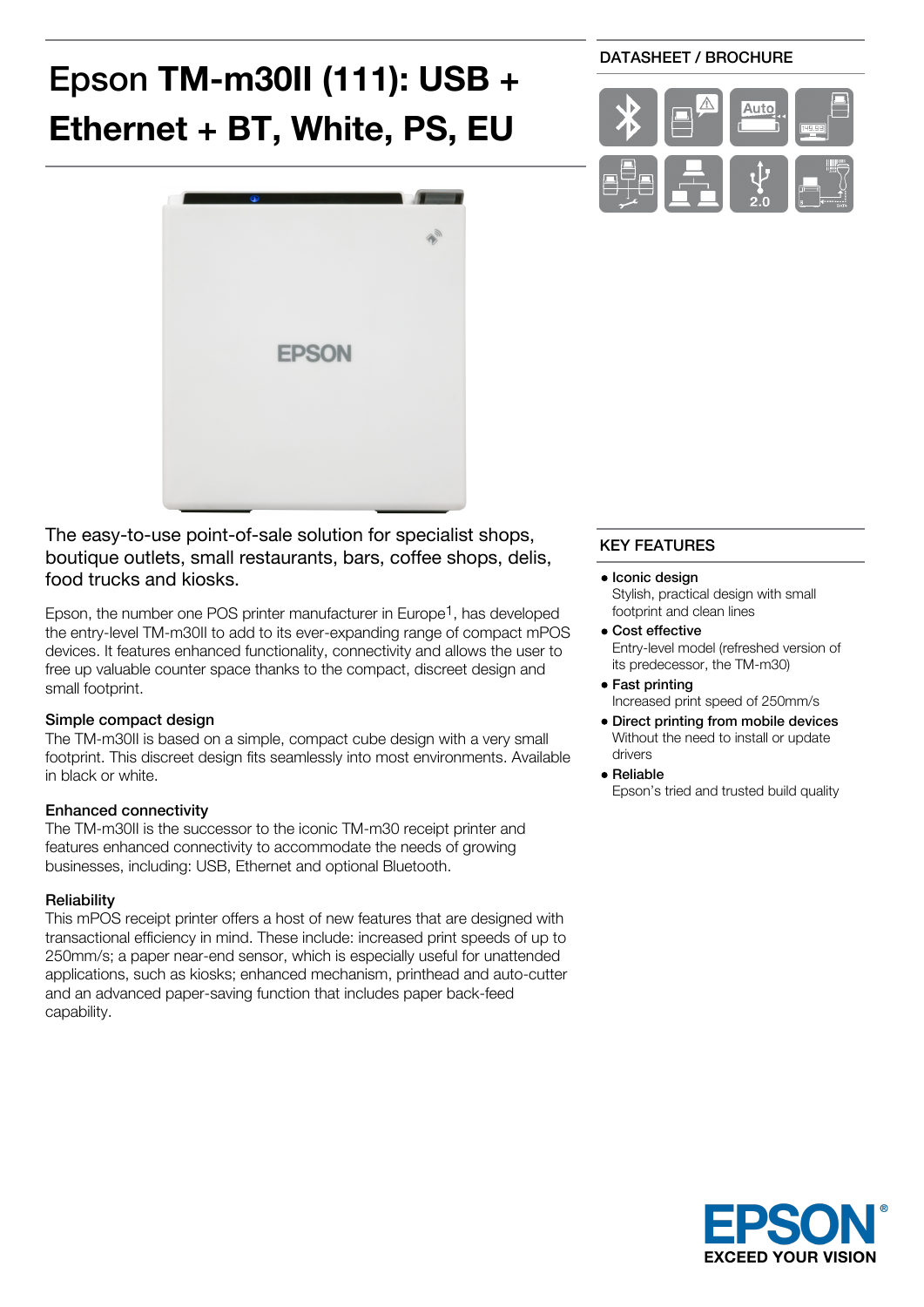# Epson **TM-m30II (111): USB + Ethernet + BT, White, PS, EU**

DATASHEET / BROCHURE

The easy-to-use point-of-sale solution for specialist shops, boutique outlets, small restaurants, bars, coffee shops, delis, food trucks and kiosks.

Epson, the number one POS printer manufacturer in Europe[1], has developed the entry-level TM-m30II to add to its ever-expanding range of compact mPOS devices. It features enhanced functionality, connectivity and allows the user to free up valuable counter space thanks to the compact, discreet design and small footprint.

### Simple compact design

The TM-m30II is based on a simple, compact cube design with a very small footprint. This discreet design fits seamlessly into most environments. Available in black or white.

### Enhanced connectivity

The TM-m30II is the successor to the iconic TM-m30 receipt printer and features enhanced connectivity to accommodate the needs of growing businesses, including: USB, Ethernet and optional Bluetooth.

### Reliability

This mPOS receipt printer offers a host of new features that are designed with transactional efficiency in mind. These include: increased print speeds of up to 250mm/s; a paper near-end sensor, which is especially useful for unattended applications, such as kiosks; enhanced mechanism, printhead and auto-cutter and an advanced paper-saving function that includes paper back-feed capability.

## KEY FEATURES

- **Iconic design**
  Stylish, practical design with small footprint and clean lines
- **Cost effective**
  Entry-level model (refreshed version of its predecessor, the TM-m30)
- **Fast printing**
  Increased print speed of 250mm/s
- **Direct printing from mobile devices**
  Without the need to install or update drivers
- **Reliable**
  Epson's tried and trusted build quality

EPSON® EXCEED YOUR VISION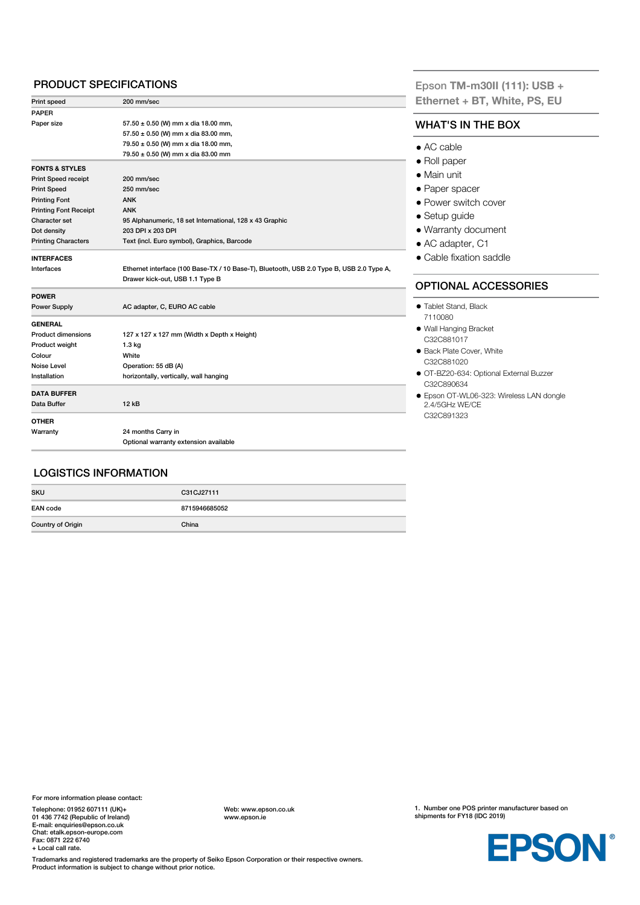## PRODUCT SPECIFICATIONS

| | |
|---|---|
| Print speed | 200 mm/sec |
| **PAPER** | |
| Paper size | 57.50 ± 0.50 (W) mm x dia 18.00 mm,<br>57.50 ± 0.50 (W) mm x dia 83.00 mm,<br>79.50 ± 0.50 (W) mm x dia 18.00 mm,<br>79.50 ± 0.50 (W) mm x dia 83.00 mm |
| **FONTS & STYLES** | |
| Print Speed receipt | 200 mm/sec |
| Print Speed | 250 mm/sec |
| Printing Font | ANK |
| Printing Font Receipt | ANK |
| Character set | 95 Alphanumeric, 18 set International, 128 x 43 Graphic |
| Dot density | 203 DPI x 203 DPI |
| Printing Characters | Text (incl. Euro symbol), Graphics, Barcode |
| **INTERFACES** | |
| Interfaces | Ethernet interface (100 Base-TX / 10 Base-T), Bluetooth, USB 2.0 Type B, USB 2.0 Type A, Drawer kick-out, USB 1.1 Type B |
| **POWER** | |
| Power Supply | AC adapter, C, EURO AC cable |
| **GENERAL** | |
| Product dimensions | 127 x 127 x 127 mm (Width x Depth x Height) |
| Product weight | 1.3 kg |
| Colour | White |
| Noise Level | Operation: 55 dB (A) |
| Installation | horizontally, vertically, wall hanging |
| **DATA BUFFER** | |
| Data Buffer | 12 kB |
| **OTHER** | |
| Warranty | 24 months Carry in<br>Optional warranty extension available |

## LOGISTICS INFORMATION

| | |
|---|---|
| SKU | C31CJ27111 |
| EAN code | 8715946685052 |
| Country of Origin | China |

Epson **TM-m30II (111): USB + Ethernet + BT, White, PS, EU**

## WHAT'S IN THE BOX

- AC cable
- Roll paper
- Main unit
- Paper spacer
- Power switch cover
- Setup guide
- Warranty document
- AC adapter, C1
- Cable fixation saddle

## OPTIONAL ACCESSORIES

- Tablet Stand, Black
  7110080
- Wall Hanging Bracket
  C32C881017
- Back Plate Cover, White
  C32C881020
- OT-BZ20-634: Optional External Buzzer
  C32C890634
- Epson OT-WL06-323: Wireless LAN dongle 2.4/5GHz WE/CE
  C32C891323

For more information please contact:

Telephone: 01952 607111 (UK)+
01 436 7742 (Republic of Ireland)
E-mail: enquiries@epson.co.uk
Chat: etalk.epson-europe.com
Fax: 0871 222 6740
+ Local call rate.

Web: www.epson.co.uk
www.epson.ie

1. Number one POS printer manufacturer based on shipments for FY18 (IDC 2019)

Trademarks and registered trademarks are the property of Seiko Epson Corporation or their respective owners.
Product information is subject to change without prior notice.

EPSON®